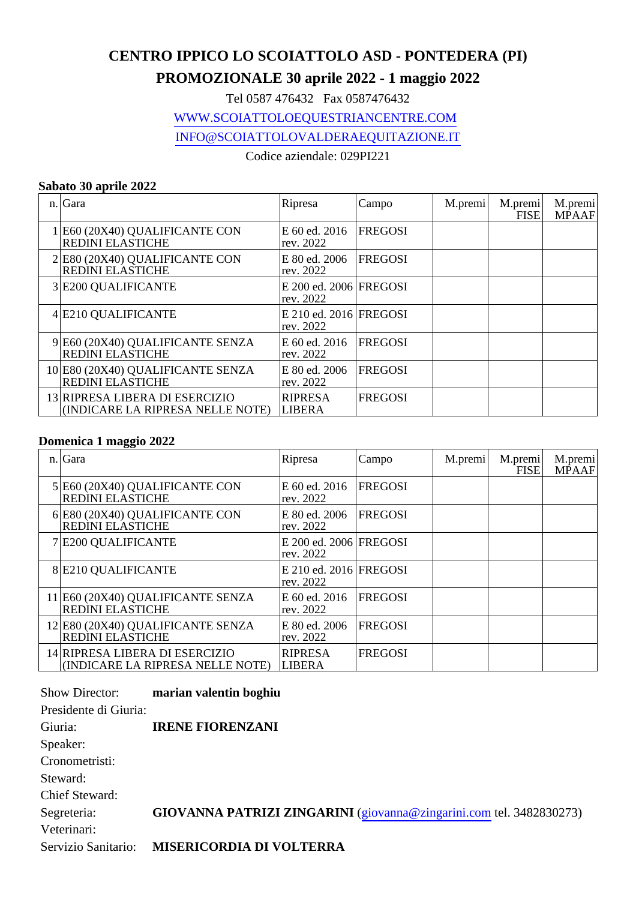# CENTRO IPPICO LO SCOIATTOLO ASD - PONTEDERA (PI)

## PROMOZIONALE 30 aprile 2022 - 1 maggio 2022

Tel 0587 476432 Fax 0587476432

WWW.SCOIATTOLOEQUESTRIANCENTRE.COM

INFO@SCOIATTOLOVALDERAEQUITAZIONE.IT

Codice aziendale: 029PI221

**Sabato 30 aprile 2022**

| n. | Gara | Ripresa | Campo | M.premi | M.premi FISE | M.premi MPAAF |
|---|---|---|---|---|---|---|
| 1 | E60 (20X40) QUALIFICANTE CON REDINI ELASTICHE | E 60 ed. 2016 rev. 2022 | FREGOSI | | | |
| 2 | E80 (20X40) QUALIFICANTE CON REDINI ELASTICHE | E 80 ed. 2006 rev. 2022 | FREGOSI | | | |
| 3 | E200 QUALIFICANTE | E 200 ed. 2006 rev. 2022 | FREGOSI | | | |
| 4 | E210 QUALIFICANTE | E 210 ed. 2016 rev. 2022 | FREGOSI | | | |
| 9 | E60 (20X40) QUALIFICANTE SENZA REDINI ELASTICHE | E 60 ed. 2016 rev. 2022 | FREGOSI | | | |
| 10 | E80 (20X40) QUALIFICANTE SENZA REDINI ELASTICHE | E 80 ed. 2006 rev. 2022 | FREGOSI | | | |
| 13 | RIPRESA LIBERA DI ESERCIZIO (INDICARE LA RIPRESA NELLE NOTE) | RIPRESA LIBERA | FREGOSI | | | |

**Domenica 1 maggio 2022**

| n. | Gara | Ripresa | Campo | M.premi | M.premi FISE | M.premi MPAAF |
|---|---|---|---|---|---|---|
| 5 | E60 (20X40) QUALIFICANTE CON REDINI ELASTICHE | E 60 ed. 2016 rev. 2022 | FREGOSI | | | |
| 6 | E80 (20X40) QUALIFICANTE CON REDINI ELASTICHE | E 80 ed. 2006 rev. 2022 | FREGOSI | | | |
| 7 | E200 QUALIFICANTE | E 200 ed. 2006 rev. 2022 | FREGOSI | | | |
| 8 | E210 QUALIFICANTE | E 210 ed. 2016 rev. 2022 | FREGOSI | | | |
| 11 | E60 (20X40) QUALIFICANTE SENZA REDINI ELASTICHE | E 60 ed. 2016 rev. 2022 | FREGOSI | | | |
| 12 | E80 (20X40) QUALIFICANTE SENZA REDINI ELASTICHE | E 80 ed. 2006 rev. 2022 | FREGOSI | | | |
| 14 | RIPRESA LIBERA DI ESERCIZIO (INDICARE LA RIPRESA NELLE NOTE) | RIPRESA LIBERA | FREGOSI | | | |

Show Director: **marian valentin boghiu**

Presidente di Giuria:

Giuria: **IRENE FIORENZANI**

Speaker:

Cronometristi:

Steward:

Chief Steward:

Segreteria: **GIOVANNA PATRIZI ZINGARINI** (giovanna@zingarini.com tel. 3482830273)

Veterinari:

Servizio Sanitario: **MISERICORDIA DI VOLTERRA**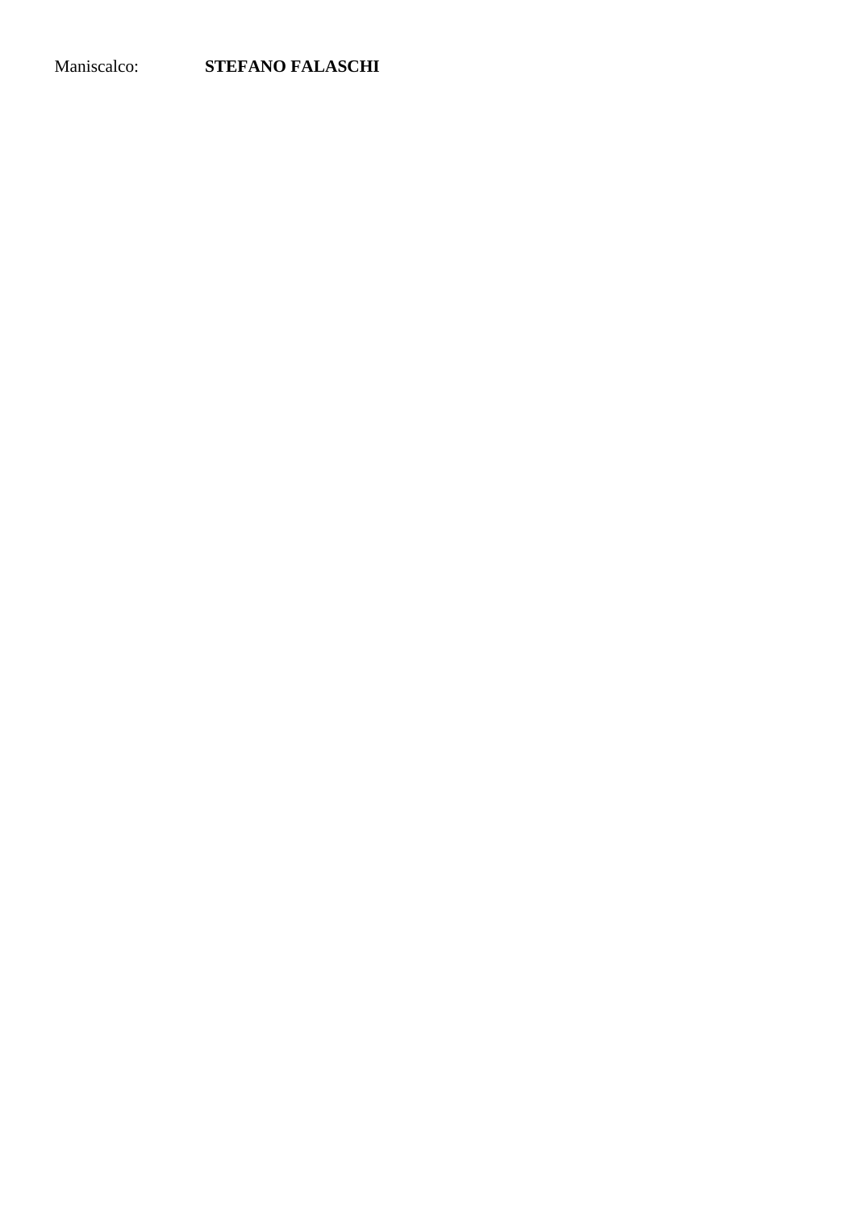Maniscalco: **STEFANO FALASCHI**